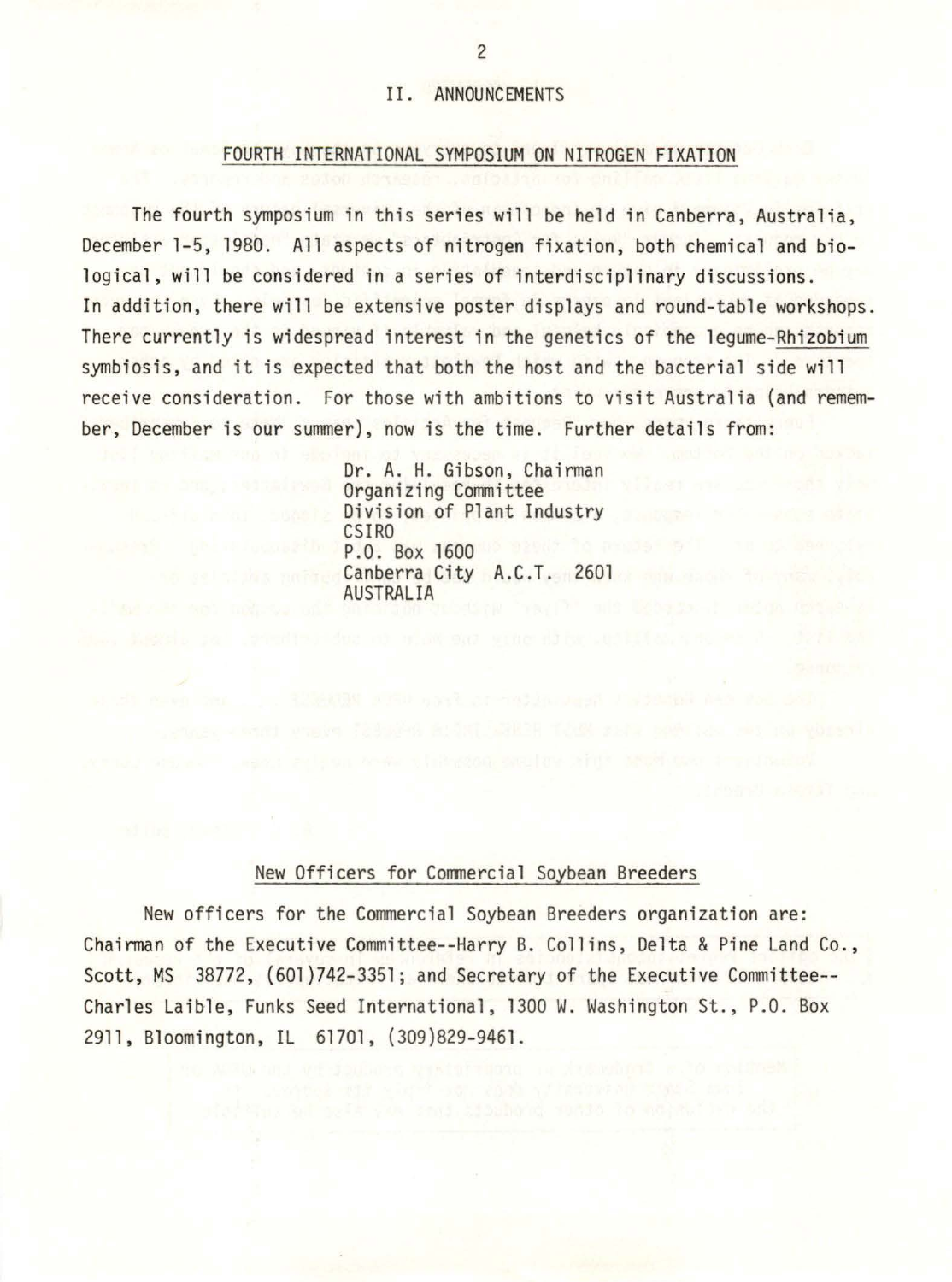# II. ANNOUNCEMENTS

## FOURTH INTERNATIONAL SYMPOSIUM ON NITROGEN FIXATION

The fourth symposium in this series will be held in Canberra, Australia, December 1-5, 1980. All aspects of nitrogen fixation, both chemical and biological, will be considered in a series of interdisciplinary discussions. In addition, there will be extensive poster displays and round-table workshops. There currently is widespread interest in the genetics of the legume-*Rhizobium* symbiosis, and it is expected that both the host and the bacterial side will receive consideration. For those with ambitions to visit Australia (and remember, December is our summer), now is the time. Further details from:

Dr. A. H. Gibson, Chairman
Organizing Committee
Division of Plant Industry
CSIRO
P.O. Box 1600
Canberra City A.C.T. 2601
AUSTRALIA

## New Officers for Commercial Soybean Breeders

New officers for the Commercial Soybean Breeders organization are: Chairman of the Executive Committee--Harry B. Collins, Delta & Pine Land Co., Scott, MS 38772, (601)742-3351; and Secretary of the Executive Committee--Charles Laible, Funks Seed International, 1300 W. Washington St., P.O. Box 2911, Bloomington, IL 61701, (309)829-9461.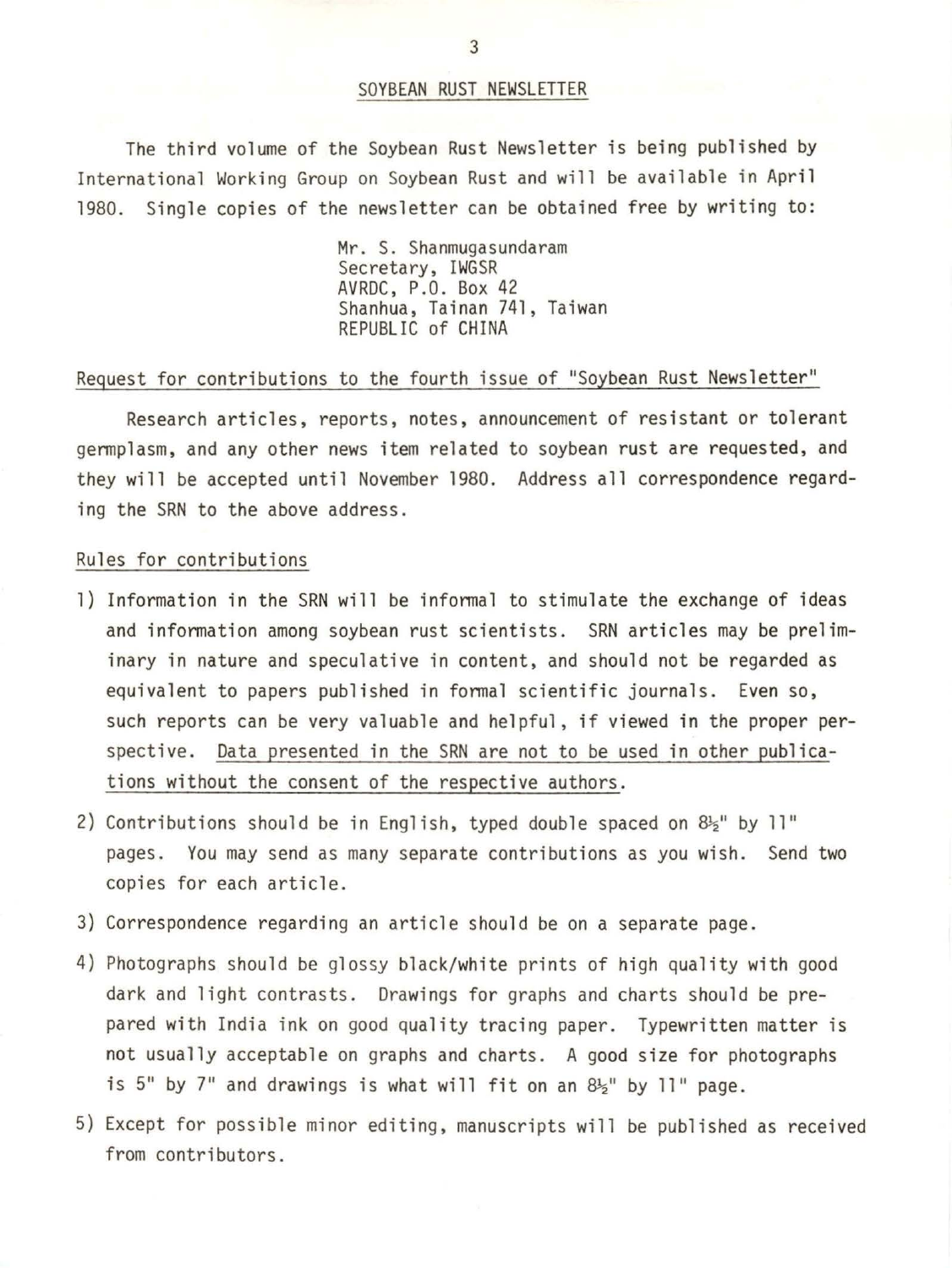## SOYBEAN RUST NEWSLETTER

The third volume of the Soybean Rust Newsletter is being published by International Working Group on Soybean Rust and will be available in April 1980. Single copies of the newsletter can be obtained free by writing to:

> Mr. S. Shanmugasundaram
> Secretary, IWGSR
> AVRDC, P.O. Box 42
> Shanhua, Tainan 741, Taiwan
> REPUBLIC of CHINA

### Request for contributions to the fourth issue of "Soybean Rust Newsletter"

Research articles, reports, notes, announcement of resistant or tolerant germplasm, and any other news item related to soybean rust are requested, and they will be accepted until November 1980. Address all correspondence regarding the SRN to the above address.

### Rules for contributions

1) Information in the SRN will be informal to stimulate the exchange of ideas and information among soybean rust scientists. SRN articles may be preliminary in nature and speculative in content, and should not be regarded as equivalent to papers published in formal scientific journals. Even so, such reports can be very valuable and helpful, if viewed in the proper perspective. Data presented in the SRN are not to be used in other publications without the consent of the respective authors.

2) Contributions should be in English, typed double spaced on 8½" by 11" pages. You may send as many separate contributions as you wish. Send two copies for each article.

3) Correspondence regarding an article should be on a separate page.

4) Photographs should be glossy black/white prints of high quality with good dark and light contrasts. Drawings for graphs and charts should be prepared with India ink on good quality tracing paper. Typewritten matter is not usually acceptable on graphs and charts. A good size for photographs is 5" by 7" and drawings is what will fit on an 8½" by 11" page.

5) Except for possible minor editing, manuscripts will be published as received from contributors.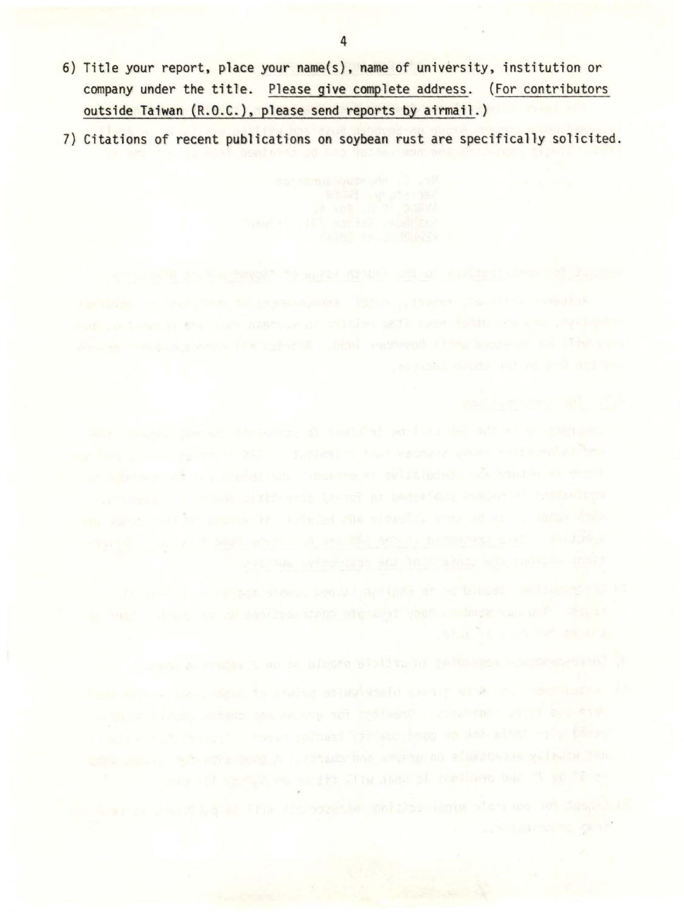6) Title your report, place your name(s), name of university, institution or company under the title. Please give complete address. (For contributors outside Taiwan (R.O.C.), please send reports by airmail.)

7) Citations of recent publications on soybean rust are specifically solicited.